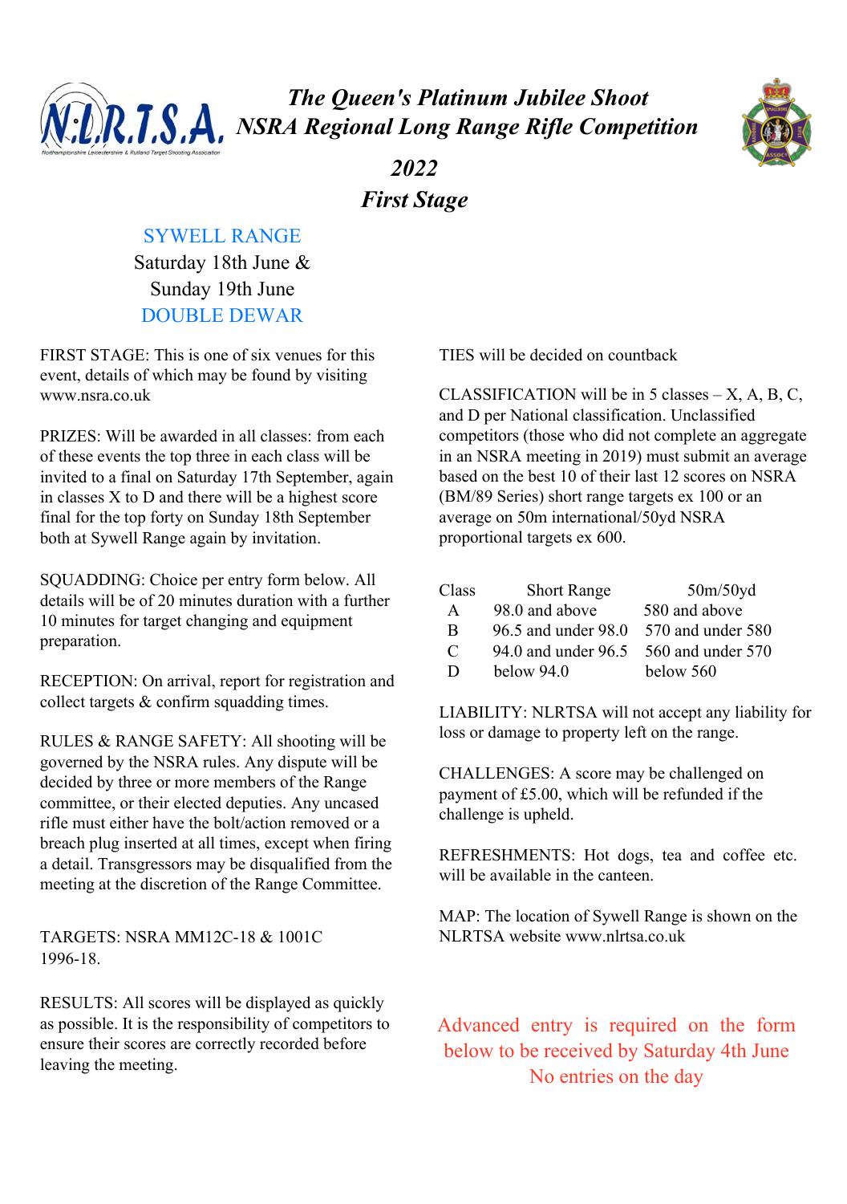# *The Queen's Platinum Jubilee Shoot*
# *NSRA Regional Long Range Rifle Competition*

## *2022*
## *First Stage*

SYWELL RANGE
Saturday 18th June &
Sunday 19th June
DOUBLE DEWAR

FIRST STAGE: This is one of six venues for this event, details of which may be found by visiting www.nsra.co.uk

PRIZES: Will be awarded in all classes: from each of these events the top three in each class will be invited to a final on Saturday 17th September, again in classes X to D and there will be a highest score final for the top forty on Sunday 18th September both at Sywell Range again by invitation.

SQUADDING: Choice per entry form below. All details will be of 20 minutes duration with a further 10 minutes for target changing and equipment preparation.

RECEPTION: On arrival, report for registration and collect targets & confirm squadding times.

RULES & RANGE SAFETY: All shooting will be governed by the NSRA rules. Any dispute will be decided by three or more members of the Range committee, or their elected deputies. Any uncased rifle must either have the bolt/action removed or a breach plug inserted at all times, except when firing a detail. Transgressors may be disqualified from the meeting at the discretion of the Range Committee.

TARGETS: NSRA MM12C-18 & 1001C 1996-18.

RESULTS: All scores will be displayed as quickly as possible. It is the responsibility of competitors to ensure their scores are correctly recorded before leaving the meeting.

TIES will be decided on countback

CLASSIFICATION will be in 5 classes – X, A, B, C, and D per National classification. Unclassified competitors (those who did not complete an aggregate in an NSRA meeting in 2019) must submit an average based on the best 10 of their last 12 scores on NSRA (BM/89 Series) short range targets ex 100 or an average on 50m international/50yd NSRA proportional targets ex 600.

| Class | Short Range | 50m/50yd |
|---|---|---|
| A | 98.0 and above | 580 and above |
| B | 96.5 and under 98.0 | 570 and under 580 |
| C | 94.0 and under 96.5 | 560 and under 570 |
| D | below 94.0 | below 560 |

LIABILITY: NLRTSA will not accept any liability for loss or damage to property left on the range.

CHALLENGES: A score may be challenged on payment of £5.00, which will be refunded if the challenge is upheld.

REFRESHMENTS: Hot dogs, tea and coffee etc. will be available in the canteen.

MAP: The location of Sywell Range is shown on the NLRTSA website www.nlrtsa.co.uk

Advanced entry is required on the form below to be received by Saturday 4th June
No entries on the day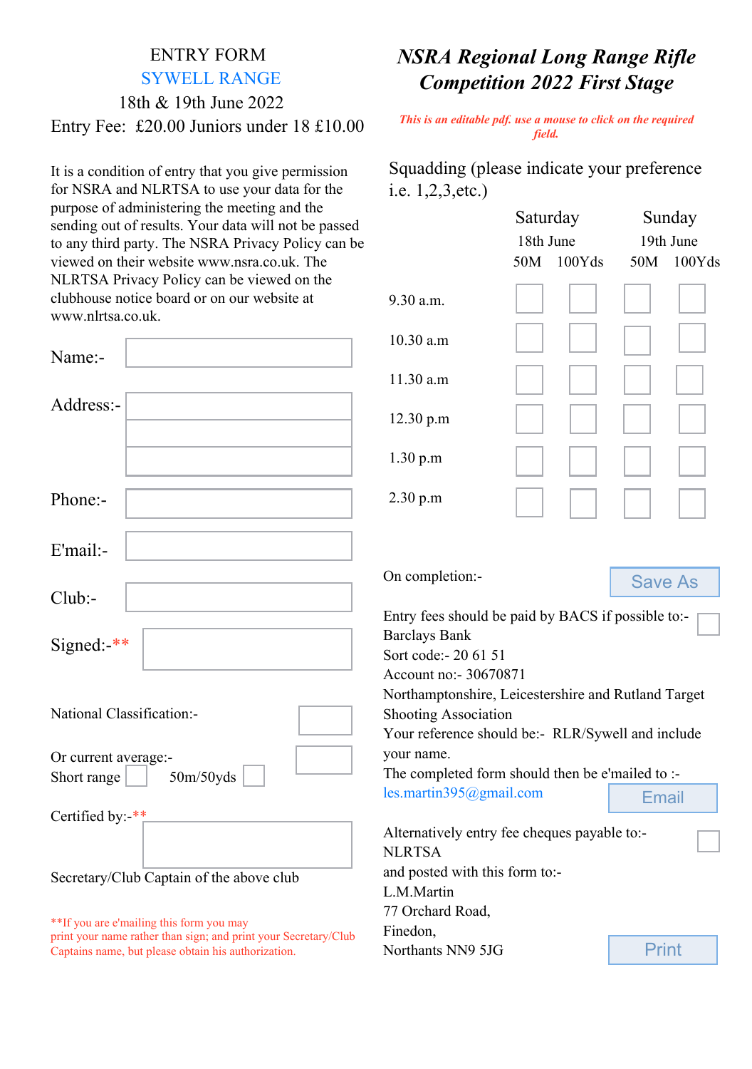ENTRY FORM

SYWELL RANGE

18th & 19th June 2022

Entry Fee: £20.00 Juniors under 18 £10.00

It is a condition of entry that you give permission for NSRA and NLRTSA to use your data for the purpose of administering the meeting and the sending out of results. Your data will not be passed to any third party. The NSRA Privacy Policy can be viewed on their website www.nsra.co.uk. The NLRTSA Privacy Policy can be viewed on the clubhouse notice board or on our website at www.nlrtsa.co.uk.

Name:-

Address:-

Phone:-

E'mail:-

Club:-

Signed:-**

National Classification:-

Or current average:-

Short range 50m/50yds

Certified by:-**

Secretary/Club Captain of the above club

**If you are e'mailing this form you may print your name rather than sign; and print your Secretary/Club Captains name, but please obtain his authorization.

# *NSRA Regional Long Range Rifle Competition 2022 First Stage*

*This is an editable pdf. use a mouse to click on the required field.*

Squadding (please indicate your preference i.e. 1,2,3,etc.)

| | Saturday 18th June 50M | Saturday 18th June 100Yds | Sunday 19th June 50M | Sunday 19th June 100Yds |
|---|---|---|---|---|
| 9.30 a.m. | | | | |
| 10.30 a.m | | | | |
| 11.30 a.m | | | | |
| 12.30 p.m | | | | |
| 1.30 p.m | | | | |
| 2.30 p.m | | | | |

On completion:-

Save As

Entry fees should be paid by BACS if possible to:-
Barclays Bank
Sort code:- 20 61 51
Account no:- 30670871
Northamptonshire, Leicestershire and Rutland Target Shooting Association
Your reference should be:- RLR/Sywell and include your name.
The completed form should then be e'mailed to :-
les.martin395@gmail.com

Email

Alternatively entry fee cheques payable to:-
NLRTSA
and posted with this form to:-
L.M.Martin
77 Orchard Road,
Finedon,
Northants NN9 5JG

Print